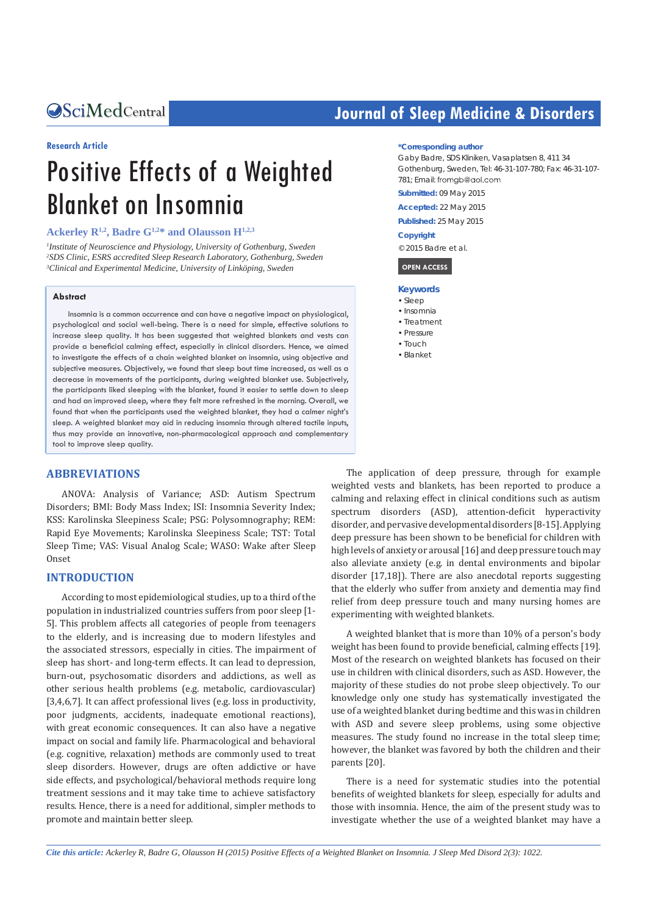Research Article

# Positive Effects of a Weighted Blanket on Insomnia

**Ackerley R[1,2], Badre G[1,2]* and Olausson H[1,2,3]**

[1]*Institute of Neuroscience and Physiology, University of Gothenburg, Sweden*
[2]*SDS Clinic, ESRS accredited Sleep Research Laboratory, Gothenburg, Sweden*
[3]*Clinical and Experimental Medicine, University of Linköping, Sweden*

**\*Corresponding author**
Gaby Badre, SDS Kliniken, Vasaplatsen 8, 411 34 Gothenburg, Sweden, Tel: 46-31-107-780; Fax: 46-31-107-781; Email: fromgb@aol.com

**Submitted:** 09 May 2015

**Accepted:** 22 May 2015

**Published:** 25 May 2015

**Copyright**
© 2015 Badre et al.

**OPEN ACCESS**

**Keywords**
- Sleep
- Insomnia
- Treatment
- Pressure
- Touch
- Blanket

## Abstract

Insomnia is a common occurrence and can have a negative impact on physiological, psychological and social well-being. There is a need for simple, effective solutions to increase sleep quality. It has been suggested that weighted blankets and vests can provide a beneficial calming effect, especially in clinical disorders. Hence, we aimed to investigate the effects of a chain weighted blanket on insomnia, using objective and subjective measures. Objectively, we found that sleep bout time increased, as well as a decrease in movements of the participants, during weighted blanket use. Subjectively, the participants liked sleeping with the blanket, found it easier to settle down to sleep and had an improved sleep, where they felt more refreshed in the morning. Overall, we found that when the participants used the weighted blanket, they had a calmer night's sleep. A weighted blanket may aid in reducing insomnia through altered tactile inputs, thus may provide an innovative, non-pharmacological approach and complementary tool to improve sleep quality.

## ABBREVIATIONS

ANOVA: Analysis of Variance; ASD: Autism Spectrum Disorders; BMI: Body Mass Index; ISI: Insomnia Severity Index; KSS: Karolinska Sleepiness Scale; PSG: Polysomnography; REM: Rapid Eye Movements; Karolinska Sleepiness Scale; TST: Total Sleep Time; VAS: Visual Analog Scale; WASO: Wake after Sleep Onset

## INTRODUCTION

According to most epidemiological studies, up to a third of the population in industrialized countries suffers from poor sleep [1-5]. This problem affects all categories of people from teenagers to the elderly, and is increasing due to modern lifestyles and the associated stressors, especially in cities. The impairment of sleep has short- and long-term effects. It can lead to depression, burn-out, psychosomatic disorders and addictions, as well as other serious health problems (e.g. metabolic, cardiovascular) [3,4,6,7]. It can affect professional lives (e.g. loss in productivity, poor judgments, accidents, inadequate emotional reactions), with great economic consequences. It can also have a negative impact on social and family life. Pharmacological and behavioral (e.g. cognitive, relaxation) methods are commonly used to treat sleep disorders. However, drugs are often addictive or have side effects, and psychological/behavioral methods require long treatment sessions and it may take time to achieve satisfactory results. Hence, there is a need for additional, simpler methods to promote and maintain better sleep.

The application of deep pressure, through for example weighted vests and blankets, has been reported to produce a calming and relaxing effect in clinical conditions such as autism spectrum disorders (ASD), attention-deficit hyperactivity disorder, and pervasive developmental disorders [8-15]. Applying deep pressure has been shown to be beneficial for children with high levels of anxiety or arousal [16] and deep pressure touch may also alleviate anxiety (e.g. in dental environments and bipolar disorder [17,18]). There are also anecdotal reports suggesting that the elderly who suffer from anxiety and dementia may find relief from deep pressure touch and many nursing homes are experimenting with weighted blankets.

A weighted blanket that is more than 10% of a person's body weight has been found to provide beneficial, calming effects [19]. Most of the research on weighted blankets has focused on their use in children with clinical disorders, such as ASD. However, the majority of these studies do not probe sleep objectively. To our knowledge only one study has systematically investigated the use of a weighted blanket during bedtime and this was in children with ASD and severe sleep problems, using some objective measures. The study found no increase in the total sleep time; however, the blanket was favored by both the children and their parents [20].

There is a need for systematic studies into the potential benefits of weighted blankets for sleep, especially for adults and those with insomnia. Hence, the aim of the present study was to investigate whether the use of a weighted blanket may have a

*Cite this article: Ackerley R, Badre G, Olausson H (2015) Positive Effects of a Weighted Blanket on Insomnia. J Sleep Med Disord 2(3): 1022.*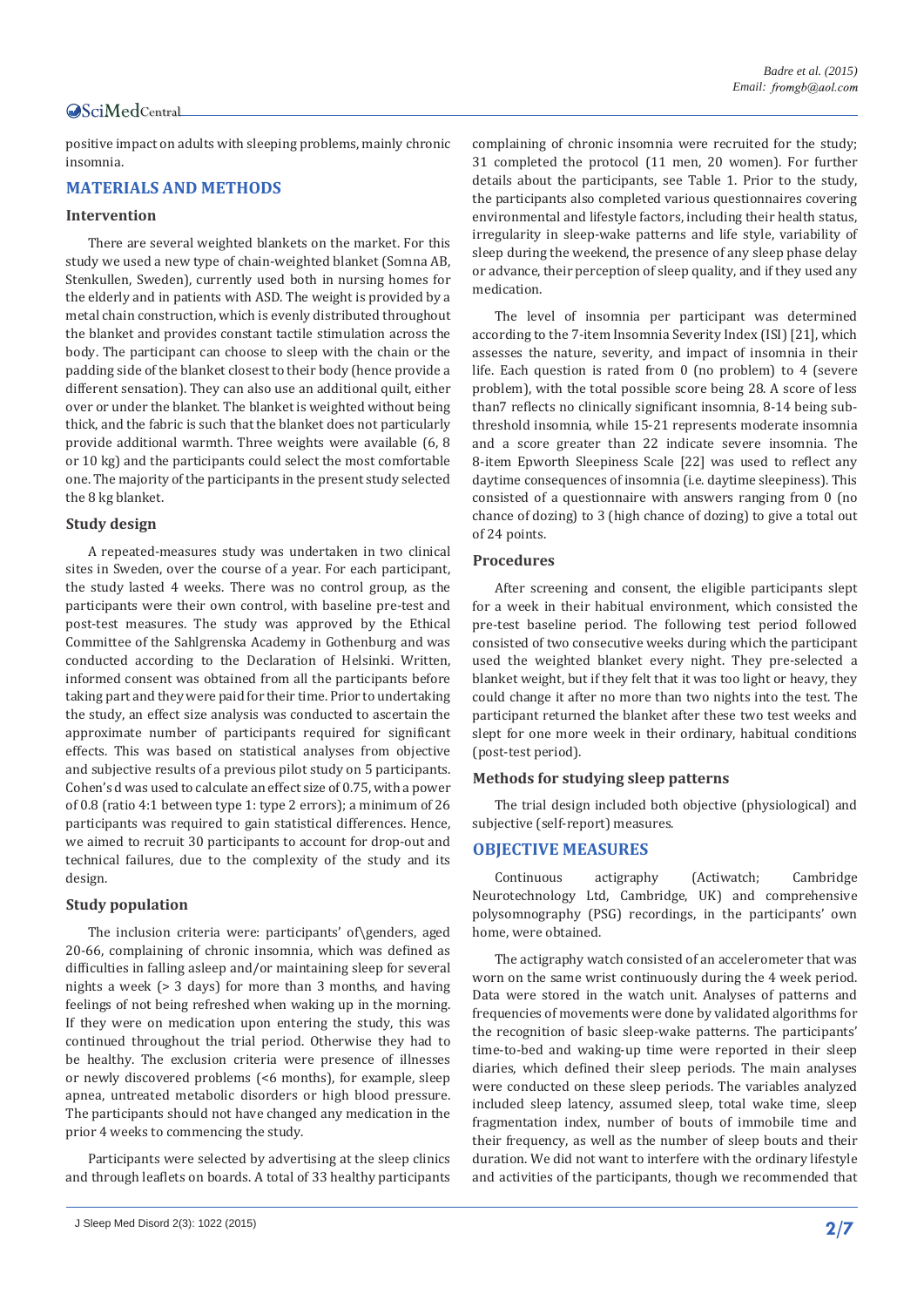positive impact on adults with sleeping problems, mainly chronic insomnia.

## MATERIALS AND METHODS

### Intervention

There are several weighted blankets on the market. For this study we used a new type of chain-weighted blanket (Somna AB, Stenkullen, Sweden), currently used both in nursing homes for the elderly and in patients with ASD. The weight is provided by a metal chain construction, which is evenly distributed throughout the blanket and provides constant tactile stimulation across the body. The participant can choose to sleep with the chain or the padding side of the blanket closest to their body (hence provide a different sensation). They can also use an additional quilt, either over or under the blanket. The blanket is weighted without being thick, and the fabric is such that the blanket does not particularly provide additional warmth. Three weights were available (6, 8 or 10 kg) and the participants could select the most comfortable one. The majority of the participants in the present study selected the 8 kg blanket.

### Study design

A repeated-measures study was undertaken in two clinical sites in Sweden, over the course of a year. For each participant, the study lasted 4 weeks. There was no control group, as the participants were their own control, with baseline pre-test and post-test measures. The study was approved by the Ethical Committee of the Sahlgrenska Academy in Gothenburg and was conducted according to the Declaration of Helsinki. Written, informed consent was obtained from all the participants before taking part and they were paid for their time. Prior to undertaking the study, an effect size analysis was conducted to ascertain the approximate number of participants required for significant effects. This was based on statistical analyses from objective and subjective results of a previous pilot study on 5 participants. Cohen's d was used to calculate an effect size of 0.75, with a power of 0.8 (ratio 4:1 between type 1: type 2 errors); a minimum of 26 participants was required to gain statistical differences. Hence, we aimed to recruit 30 participants to account for drop-out and technical failures, due to the complexity of the study and its design.

### Study population

The inclusion criteria were: participants' of\genders, aged 20-66, complaining of chronic insomnia, which was defined as difficulties in falling asleep and/or maintaining sleep for several nights a week (> 3 days) for more than 3 months, and having feelings of not being refreshed when waking up in the morning. If they were on medication upon entering the study, this was continued throughout the trial period. Otherwise they had to be healthy. The exclusion criteria were presence of illnesses or newly discovered problems (<6 months), for example, sleep apnea, untreated metabolic disorders or high blood pressure. The participants should not have changed any medication in the prior 4 weeks to commencing the study.

Participants were selected by advertising at the sleep clinics and through leaflets on boards. A total of 33 healthy participants complaining of chronic insomnia were recruited for the study; 31 completed the protocol (11 men, 20 women). For further details about the participants, see Table 1. Prior to the study, the participants also completed various questionnaires covering environmental and lifestyle factors, including their health status, irregularity in sleep-wake patterns and life style, variability of sleep during the weekend, the presence of any sleep phase delay or advance, their perception of sleep quality, and if they used any medication.

The level of insomnia per participant was determined according to the 7-item Insomnia Severity Index (ISI) [21], which assesses the nature, severity, and impact of insomnia in their life. Each question is rated from 0 (no problem) to 4 (severe problem), with the total possible score being 28. A score of less than7 reflects no clinically significant insomnia, 8-14 being sub-threshold insomnia, while 15-21 represents moderate insomnia and a score greater than 22 indicate severe insomnia. The 8-item Epworth Sleepiness Scale [22] was used to reflect any daytime consequences of insomnia (i.e. daytime sleepiness). This consisted of a questionnaire with answers ranging from 0 (no chance of dozing) to 3 (high chance of dozing) to give a total out of 24 points.

### Procedures

After screening and consent, the eligible participants slept for a week in their habitual environment, which consisted the pre-test baseline period. The following test period followed consisted of two consecutive weeks during which the participant used the weighted blanket every night. They pre-selected a blanket weight, but if they felt that it was too light or heavy, they could change it after no more than two nights into the test. The participant returned the blanket after these two test weeks and slept for one more week in their ordinary, habitual conditions (post-test period).

### Methods for studying sleep patterns

The trial design included both objective (physiological) and subjective (self-report) measures.

## OBJECTIVE MEASURES

Continuous actigraphy (Actiwatch; Cambridge Neurotechnology Ltd, Cambridge, UK) and comprehensive polysomnography (PSG) recordings, in the participants' own home, were obtained.

The actigraphy watch consisted of an accelerometer that was worn on the same wrist continuously during the 4 week period. Data were stored in the watch unit. Analyses of patterns and frequencies of movements were done by validated algorithms for the recognition of basic sleep-wake patterns. The participants' time-to-bed and waking-up time were reported in their sleep diaries, which defined their sleep periods. The main analyses were conducted on these sleep periods. The variables analyzed included sleep latency, assumed sleep, total wake time, sleep fragmentation index, number of bouts of immobile time and their frequency, as well as the number of sleep bouts and their duration. We did not want to interfere with the ordinary lifestyle and activities of the participants, though we recommended that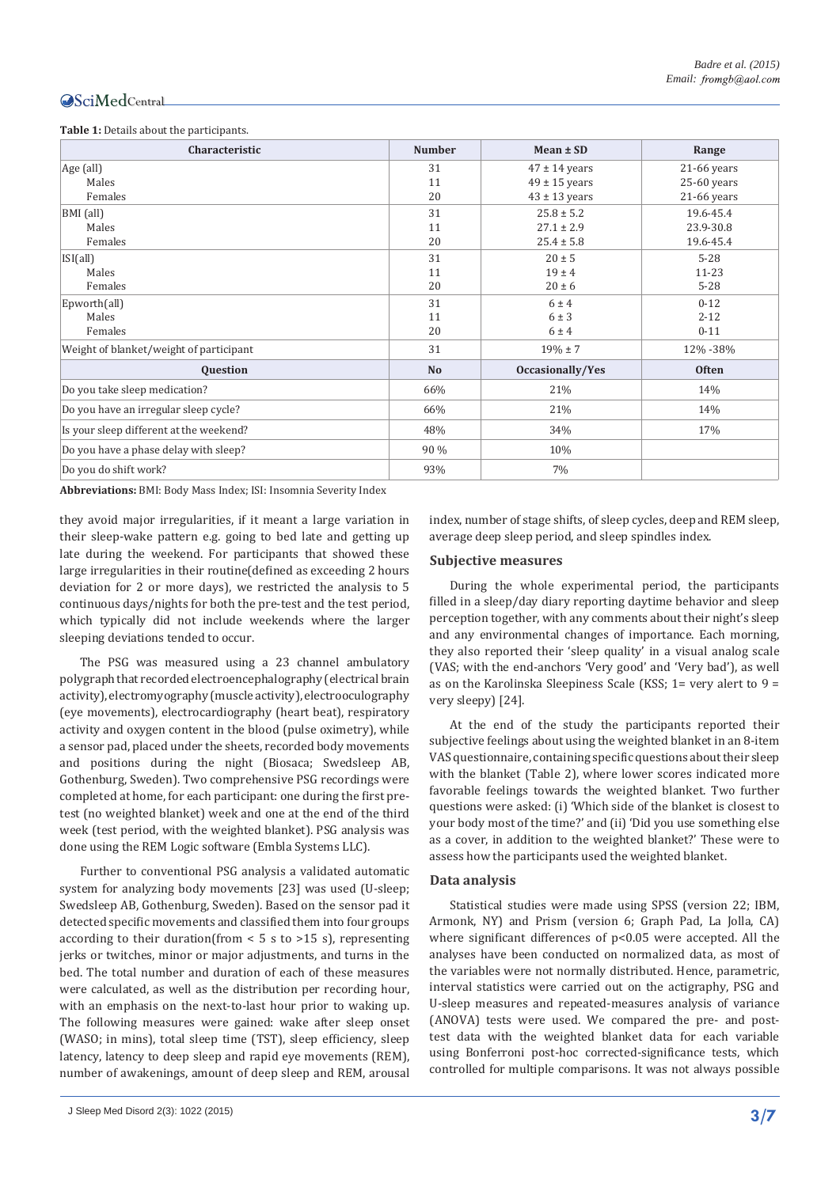**Table 1:** Details about the participants.

| Characteristic | Number | Mean ± SD | Range |
|---|---|---|---|
| Age (all) | 31 | 47 ± 14 years | 21-66 years |
| Males | 11 | 49 ± 15 years | 25-60 years |
| Females | 20 | 43 ± 13 years | 21-66 years |
| BMI (all) | 31 | 25.8 ± 5.2 | 19.6-45.4 |
| Males | 11 | 27.1 ± 2.9 | 23.9-30.8 |
| Females | 20 | 25.4 ± 5.8 | 19.6-45.4 |
| ISI(all) | 31 | 20 ± 5 | 5-28 |
| Males | 11 | 19 ± 4 | 11-23 |
| Females | 20 | 20 ± 6 | 5-28 |
| Epworth(all) | 31 | 6 ± 4 | 0-12 |
| Males | 11 | 6 ± 3 | 2-12 |
| Females | 20 | 6 ± 4 | 0-11 |
| Weight of blanket/weight of participant | 31 | 19% ± 7 | 12% -38% |
| **Question** | **No** | **Occasionally/Yes** | **Often** |
| Do you take sleep medication? | 66% | 21% | 14% |
| Do you have an irregular sleep cycle? | 66% | 21% | 14% |
| Is your sleep different at the weekend? | 48% | 34% | 17% |
| Do you have a phase delay with sleep? | 90 % | 10% | |
| Do you do shift work? | 93% | 7% | |

**Abbreviations:** BMI: Body Mass Index; ISI: Insomnia Severity Index

they avoid major irregularities, if it meant a large variation in their sleep-wake pattern e.g. going to bed late and getting up late during the weekend. For participants that showed these large irregularities in their routine(defined as exceeding 2 hours deviation for 2 or more days), we restricted the analysis to 5 continuous days/nights for both the pre-test and the test period, which typically did not include weekends where the larger sleeping deviations tended to occur.

The PSG was measured using a 23 channel ambulatory polygraph that recorded electroencephalography (electrical brain activity), electromyography (muscle activity), electrooculography (eye movements), electrocardiography (heart beat), respiratory activity and oxygen content in the blood (pulse oximetry), while a sensor pad, placed under the sheets, recorded body movements and positions during the night (Biosaca; Swedsleep AB, Gothenburg, Sweden). Two comprehensive PSG recordings were completed at home, for each participant: one during the first pre-test (no weighted blanket) week and one at the end of the third week (test period, with the weighted blanket). PSG analysis was done using the REM Logic software (Embla Systems LLC).

Further to conventional PSG analysis a validated automatic system for analyzing body movements [23] was used (U-sleep; Swedsleep AB, Gothenburg, Sweden). Based on the sensor pad it detected specific movements and classified them into four groups according to their duration(from < 5 s to >15 s), representing jerks or twitches, minor or major adjustments, and turns in the bed. The total number and duration of each of these measures were calculated, as well as the distribution per recording hour, with an emphasis on the next-to-last hour prior to waking up. The following measures were gained: wake after sleep onset (WASO; in mins), total sleep time (TST), sleep efficiency, sleep latency, latency to deep sleep and rapid eye movements (REM), number of awakenings, amount of deep sleep and REM, arousal index, number of stage shifts, of sleep cycles, deep and REM sleep, average deep sleep period, and sleep spindles index.

## Subjective measures

During the whole experimental period, the participants filled in a sleep/day diary reporting daytime behavior and sleep perception together, with any comments about their night's sleep and any environmental changes of importance. Each morning, they also reported their 'sleep quality' in a visual analog scale (VAS; with the end-anchors 'Very good' and 'Very bad'), as well as on the Karolinska Sleepiness Scale (KSS; 1= very alert to 9 = very sleepy) [24].

At the end of the study the participants reported their subjective feelings about using the weighted blanket in an 8-item VAS questionnaire, containing specific questions about their sleep with the blanket (Table 2), where lower scores indicated more favorable feelings towards the weighted blanket. Two further questions were asked: (i) 'Which side of the blanket is closest to your body most of the time?' and (ii) 'Did you use something else as a cover, in addition to the weighted blanket?' These were to assess how the participants used the weighted blanket.

## Data analysis

Statistical studies were made using SPSS (version 22; IBM, Armonk, NY) and Prism (version 6; Graph Pad, La Jolla, CA) where significant differences of $p<0.05$ were accepted. All the analyses have been conducted on normalized data, as most of the variables were not normally distributed. Hence, parametric, interval statistics were carried out on the actigraphy, PSG and U-sleep measures and repeated-measures analysis of variance (ANOVA) tests were used. We compared the pre- and post-test data with the weighted blanket data for each variable using Bonferroni post-hoc corrected-significance tests, which controlled for multiple comparisons. It was not always possible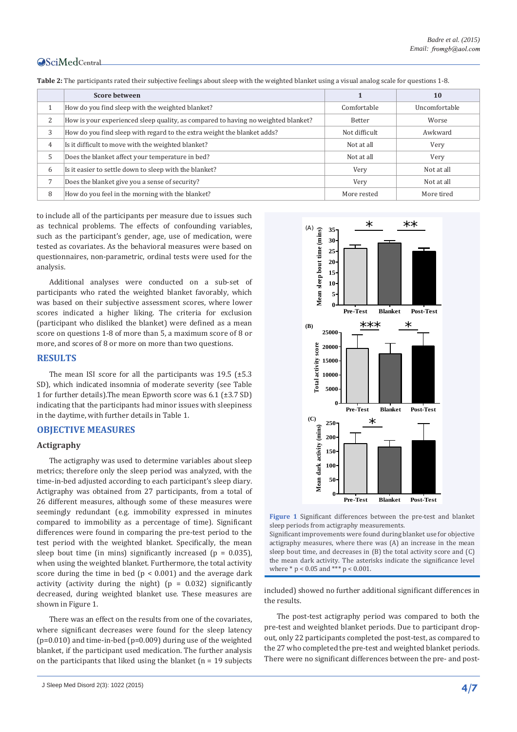**Table 2:** The participants rated their subjective feelings about sleep with the weighted blanket using a visual analog scale for questions 1-8.

| | Score between | 1 | 10 |
|---|---|---|---|
| 1 | How do you find sleep with the weighted blanket? | Comfortable | Uncomfortable |
| 2 | How is your experienced sleep quality, as compared to having no weighted blanket? | Better | Worse |
| 3 | How do you find sleep with regard to the extra weight the blanket adds? | Not difficult | Awkward |
| 4 | Is it difficult to move with the weighted blanket? | Not at all | Very |
| 5 | Does the blanket affect your temperature in bed? | Not at all | Very |
| 6 | Is it easier to settle down to sleep with the blanket? | Very | Not at all |
| 7 | Does the blanket give you a sense of security? | Very | Not at all |
| 8 | How do you feel in the morning with the blanket? | More rested | More tired |

to include all of the participants per measure due to issues such as technical problems. The effects of confounding variables, such as the participant's gender, age, use of medication, were tested as covariates. As the behavioral measures were based on questionnaires, non-parametric, ordinal tests were used for the analysis.

Additional analyses were conducted on a sub-set of participants who rated the weighted blanket favorably, which was based on their subjective assessment scores, where lower scores indicated a higher liking. The criteria for exclusion (participant who disliked the blanket) were defined as a mean score on questions 1-8 of more than 5, a maximum score of 8 or more, and scores of 8 or more on more than two questions.

## RESULTS

The mean ISI score for all the participants was 19.5 (±5.3 SD), which indicated insomnia of moderate severity (see Table 1 for further details).The mean Epworth score was 6.1 (±3.7 SD) indicating that the participants had minor issues with sleepiness in the daytime, with further details in Table 1.

## OBJECTIVE MEASURES

### Actigraphy

The actigraphy was used to determine variables about sleep metrics; therefore only the sleep period was analyzed, with the time-in-bed adjusted according to each participant's sleep diary. Actigraphy was obtained from 27 participants, from a total of 26 different measures, although some of these measures were seemingly redundant (e.g. immobility expressed in minutes compared to immobility as a percentage of time). Significant differences were found in comparing the pre-test period to the test period with the weighted blanket. Specifically, the mean sleep bout time (in mins) significantly increased ($p = 0.035$), when using the weighted blanket. Furthermore, the total activity score during the time in bed ($p < 0.001$) and the average dark activity (activity during the night) ($p = 0.032$) significantly decreased, during weighted blanket use. These measures are shown in Figure 1.

There was an effect on the results from one of the covariates, where significant decreases were found for the sleep latency ($p=0.010$) and time-in-bed ($p=0.009$) during use of the weighted blanket, if the participant used medication. The further analysis on the participants that liked using the blanket (n = 19 subjects included) showed no further additional significant differences in the results.

**Figure 1** Significant differences between the pre-test and blanket sleep periods from actigraphy measurements.
Significant improvements were found during blanket use for objective actigraphy measures, where there was (A) an increase in the mean sleep bout time, and decreases in (B) the total activity score and (C) the mean dark activity. The asterisks indicate the significance level where * $p < 0.05$ and *** $p < 0.001$.

The post-test actigraphy period was compared to both the pre-test and weighted blanket periods. Due to participant drop-out, only 22 participants completed the post-test, as compared to the 27 who completed the pre-test and weighted blanket periods. There were no significant differences between the pre- and post-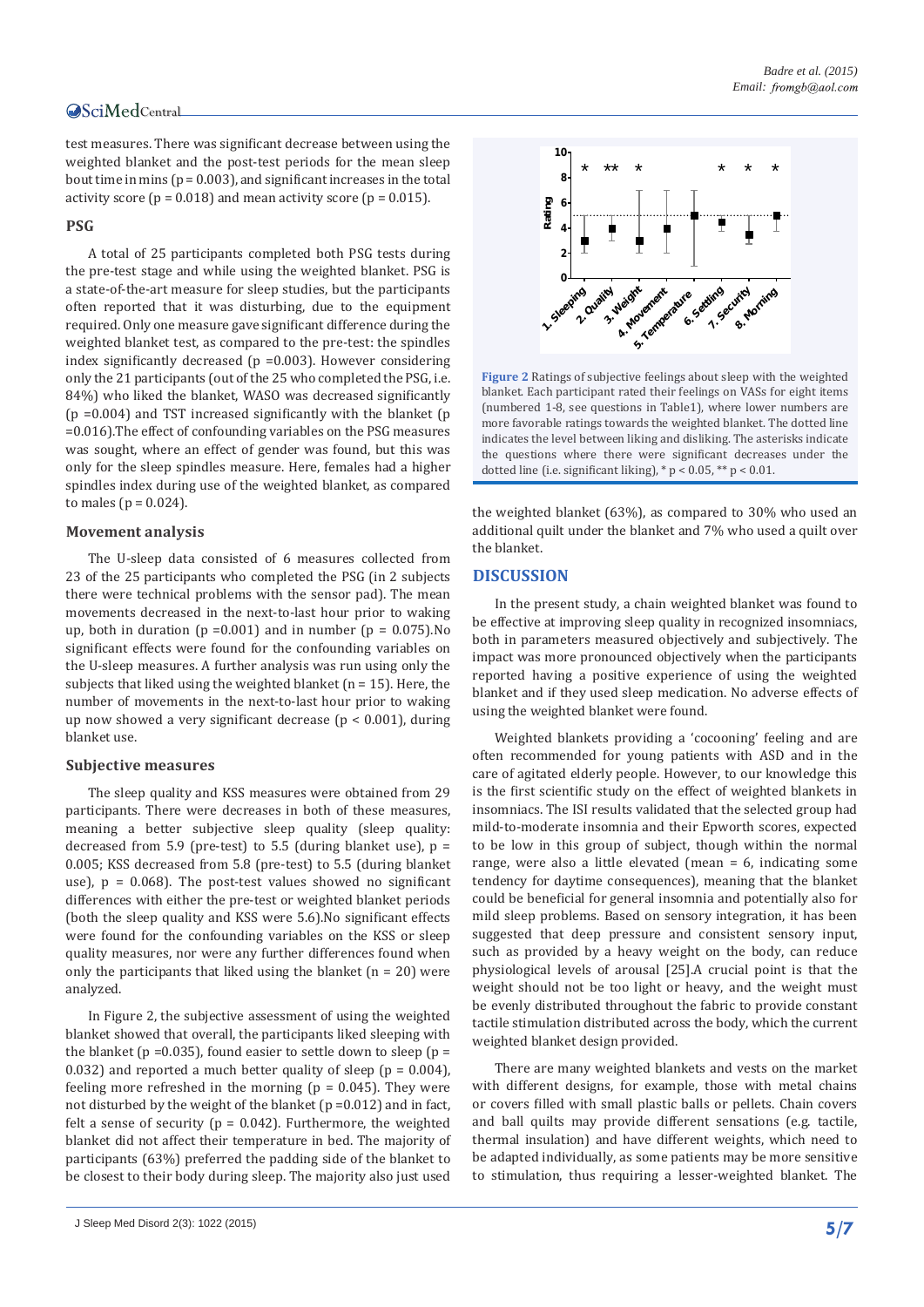test measures. There was significant decrease between using the weighted blanket and the post-test periods for the mean sleep bout time in mins ($p = 0.003$), and significant increases in the total activity score ($p = 0.018$) and mean activity score ($p = 0.015$).

### PSG

A total of 25 participants completed both PSG tests during the pre-test stage and while using the weighted blanket. PSG is a state-of-the-art measure for sleep studies, but the participants often reported that it was disturbing, due to the equipment required. Only one measure gave significant difference during the weighted blanket test, as compared to the pre-test: the spindles index significantly decreased ($p = 0.003$). However considering only the 21 participants (out of the 25 who completed the PSG, i.e. 84%) who liked the blanket, WASO was decreased significantly ($p = 0.004$) and TST increased significantly with the blanket ($p = 0.016$).The effect of confounding variables on the PSG measures was sought, where an effect of gender was found, but this was only for the sleep spindles measure. Here, females had a higher spindles index during use of the weighted blanket, as compared to males ($p = 0.024$).

### Movement analysis

The U-sleep data consisted of 6 measures collected from 23 of the 25 participants who completed the PSG (in 2 subjects there were technical problems with the sensor pad). The mean movements decreased in the next-to-last hour prior to waking up, both in duration ($p = 0.001$) and in number ($p = 0.075$).No significant effects were found for the confounding variables on the U-sleep measures. A further analysis was run using only the subjects that liked using the weighted blanket ($n = 15$). Here, the number of movements in the next-to-last hour prior to waking up now showed a very significant decrease ($p < 0.001$), during blanket use.

### Subjective measures

The sleep quality and KSS measures were obtained from 29 participants. There were decreases in both of these measures, meaning a better subjective sleep quality (sleep quality: decreased from 5.9 (pre-test) to 5.5 (during blanket use), $p = 0.005$; KSS decreased from 5.8 (pre-test) to 5.5 (during blanket use), $p = 0.068$). The post-test values showed no significant differences with either the pre-test or weighted blanket periods (both the sleep quality and KSS were 5.6).No significant effects were found for the confounding variables on the KSS or sleep quality measures, nor were any further differences found when only the participants that liked using the blanket ($n = 20$) were analyzed.

In Figure 2, the subjective assessment of using the weighted blanket showed that overall, the participants liked sleeping with the blanket ($p = 0.035$), found easier to settle down to sleep ($p = 0.032$) and reported a much better quality of sleep ($p = 0.004$), feeling more refreshed in the morning ($p = 0.045$). They were not disturbed by the weight of the blanket ($p = 0.012$) and in fact, felt a sense of security ($p = 0.042$). Furthermore, the weighted blanket did not affect their temperature in bed. The majority of participants (63%) preferred the padding side of the blanket to be closest to their body during sleep. The majority also just used the weighted blanket (63%), as compared to 30% who used an additional quilt under the blanket and 7% who used a quilt over the blanket.

**Figure 2** Ratings of subjective feelings about sleep with the weighted blanket. Each participant rated their feelings on VASs for eight items (numbered 1-8, see questions in Table1), where lower numbers are more favorable ratings towards the weighted blanket. The dotted line indicates the level between liking and disliking. The asterisks indicate the questions where there were significant decreases under the dotted line (i.e. significant liking), * $p < 0.05$, ** $p < 0.01$.

## DISCUSSION

In the present study, a chain weighted blanket was found to be effective at improving sleep quality in recognized insomniacs, both in parameters measured objectively and subjectively. The impact was more pronounced objectively when the participants reported having a positive experience of using the weighted blanket and if they used sleep medication. No adverse effects of using the weighted blanket were found.

Weighted blankets providing a 'cocooning' feeling and are often recommended for young patients with ASD and in the care of agitated elderly people. However, to our knowledge this is the first scientific study on the effect of weighted blankets in insomniacs. The ISI results validated that the selected group had mild-to-moderate insomnia and their Epworth scores, expected to be low in this group of subject, though within the normal range, were also a little elevated (mean = 6, indicating some tendency for daytime consequences), meaning that the blanket could be beneficial for general insomnia and potentially also for mild sleep problems. Based on sensory integration, it has been suggested that deep pressure and consistent sensory input, such as provided by a heavy weight on the body, can reduce physiological levels of arousal [25].A crucial point is that the weight should not be too light or heavy, and the weight must be evenly distributed throughout the fabric to provide constant tactile stimulation distributed across the body, which the current weighted blanket design provided.

There are many weighted blankets and vests on the market with different designs, for example, those with metal chains or covers filled with small plastic balls or pellets. Chain covers and ball quilts may provide different sensations (e.g. tactile, thermal insulation) and have different weights, which need to be adapted individually, as some patients may be more sensitive to stimulation, thus requiring a lesser-weighted blanket. The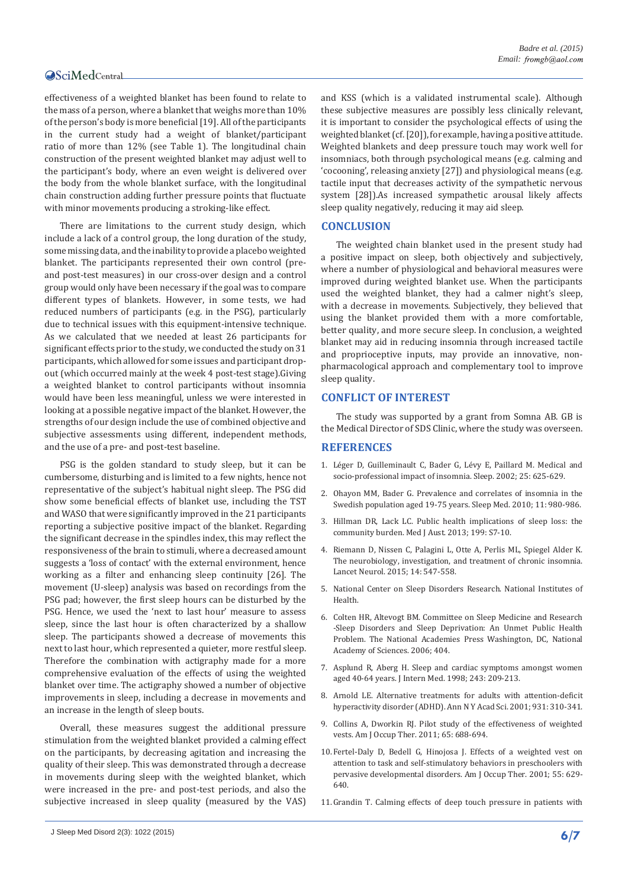effectiveness of a weighted blanket has been found to relate to the mass of a person, where a blanket that weighs more than 10% of the person's body is more beneficial [19]. All of the participants in the current study had a weight of blanket/participant ratio of more than 12% (see Table 1). The longitudinal chain construction of the present weighted blanket may adjust well to the participant's body, where an even weight is delivered over the body from the whole blanket surface, with the longitudinal chain construction adding further pressure points that fluctuate with minor movements producing a stroking-like effect.

There are limitations to the current study design, which include a lack of a control group, the long duration of the study, some missing data, and the inability to provide a placebo weighted blanket. The participants represented their own control (pre- and post-test measures) in our cross-over design and a control group would only have been necessary if the goal was to compare different types of blankets. However, in some tests, we had reduced numbers of participants (e.g. in the PSG), particularly due to technical issues with this equipment-intensive technique. As we calculated that we needed at least 26 participants for significant effects prior to the study, we conducted the study on 31 participants, which allowed for some issues and participant drop-out (which occurred mainly at the week 4 post-test stage).Giving a weighted blanket to control participants without insomnia would have been less meaningful, unless we were interested in looking at a possible negative impact of the blanket. However, the strengths of our design include the use of combined objective and subjective assessments using different, independent methods, and the use of a pre- and post-test baseline.

PSG is the golden standard to study sleep, but it can be cumbersome, disturbing and is limited to a few nights, hence not representative of the subject's habitual night sleep. The PSG did show some beneficial effects of blanket use, including the TST and WASO that were significantly improved in the 21 participants reporting a subjective positive impact of the blanket. Regarding the significant decrease in the spindles index, this may reflect the responsiveness of the brain to stimuli, where a decreased amount suggests a 'loss of contact' with the external environment, hence working as a filter and enhancing sleep continuity [26]. The movement (U-sleep) analysis was based on recordings from the PSG pad; however, the first sleep hours can be disturbed by the PSG. Hence, we used the 'next to last hour' measure to assess sleep, since the last hour is often characterized by a shallow sleep. The participants showed a decrease of movements this next to last hour, which represented a quieter, more restful sleep. Therefore the combination with actigraphy made for a more comprehensive evaluation of the effects of using the weighted blanket over time. The actigraphy showed a number of objective improvements in sleep, including a decrease in movements and an increase in the length of sleep bouts.

Overall, these measures suggest the additional pressure stimulation from the weighted blanket provided a calming effect on the participants, by decreasing agitation and increasing the quality of their sleep. This was demonstrated through a decrease in movements during sleep with the weighted blanket, which were increased in the pre- and post-test periods, and also the subjective increased in sleep quality (measured by the VAS) and KSS (which is a validated instrumental scale). Although these subjective measures are possibly less clinically relevant, it is important to consider the psychological effects of using the weighted blanket (cf. [20]), for example, having a positive attitude. Weighted blankets and deep pressure touch may work well for insomniacs, both through psychological means (e.g. calming and 'cocooning', releasing anxiety [27]) and physiological means (e.g. tactile input that decreases activity of the sympathetic nervous system [28]).As increased sympathetic arousal likely affects sleep quality negatively, reducing it may aid sleep.

## CONCLUSION

The weighted chain blanket used in the present study had a positive impact on sleep, both objectively and subjectively, where a number of physiological and behavioral measures were improved during weighted blanket use. When the participants used the weighted blanket, they had a calmer night's sleep, with a decrease in movements. Subjectively, they believed that using the blanket provided them with a more comfortable, better quality, and more secure sleep. In conclusion, a weighted blanket may aid in reducing insomnia through increased tactile and proprioceptive inputs, may provide an innovative, non-pharmacological approach and complementary tool to improve sleep quality.

## CONFLICT OF INTEREST

The study was supported by a grant from Somna AB. GB is the Medical Director of SDS Clinic, where the study was overseen.

## REFERENCES

1. Léger D, Guilleminault C, Bader G, Lévy E, Paillard M. Medical and socio-professional impact of insomnia. Sleep. 2002; 25: 625-629.
2. Ohayon MM, Bader G. Prevalence and correlates of insomnia in the Swedish population aged 19-75 years. Sleep Med. 2010; 11: 980-986.
3. Hillman DR, Lack LC. Public health implications of sleep loss: the community burden. Med J Aust. 2013; 199: S7-10.
4. Riemann D, Nissen C, Palagini L, Otte A, Perlis ML, Spiegel Alder K. The neurobiology, investigation, and treatment of chronic insomnia. Lancet Neurol. 2015; 14: 547-558.
5. National Center on Sleep Disorders Research. National Institutes of Health.
6. Colten HR, Altevogt BM. Committee on Sleep Medicine and Research -Sleep Disorders and Sleep Deprivation: An Unmet Public Health Problem. The National Academies Press Washington, DC, National Academy of Sciences. 2006; 404.
7. Asplund R, Aberg H. Sleep and cardiac symptoms amongst women aged 40-64 years. J Intern Med. 1998; 243: 209-213.
8. Arnold LE. Alternative treatments for adults with attention-deficit hyperactivity disorder (ADHD). Ann N Y Acad Sci. 2001; 931: 310-341.
9. Collins A, Dworkin RJ. Pilot study of the effectiveness of weighted vests. Am J Occup Ther. 2011; 65: 688-694.
10. Fertel-Daly D, Bedell G, Hinojosa J. Effects of a weighted vest on attention to task and self-stimulatory behaviors in preschoolers with pervasive developmental disorders. Am J Occup Ther. 2001; 55: 629-640.
11. Grandin T. Calming effects of deep touch pressure in patients with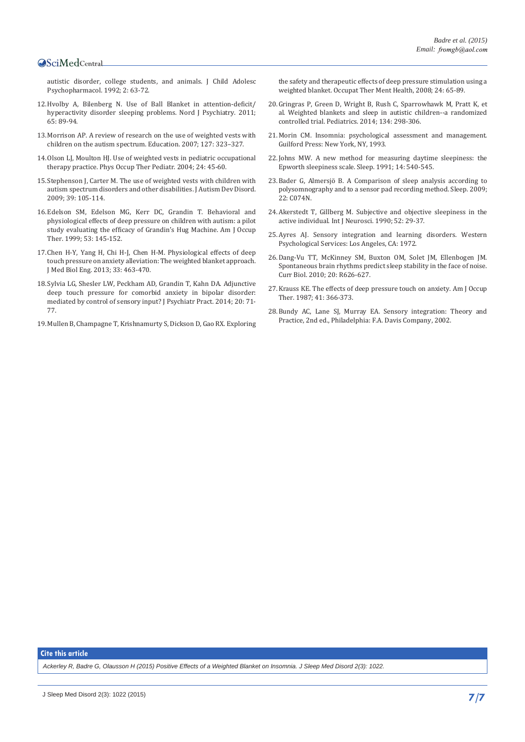autistic disorder, college students, and animals. J Child Adolesc Psychopharmacol. 1992; 2: 63-72.

12. Hvolby A, Bilenberg N. Use of Ball Blanket in attention-deficit/hyperactivity disorder sleeping problems. Nord J Psychiatry. 2011; 65: 89-94.

13. Morrison AP. A review of research on the use of weighted vests with children on the autism spectrum. Education. 2007; 127: 323–327.

14. Olson LJ, Moulton HJ. Use of weighted vests in pediatric occupational therapy practice. Phys Occup Ther Pediatr. 2004; 24: 45-60.

15. Stephenson J, Carter M. The use of weighted vests with children with autism spectrum disorders and other disabilities. J Autism Dev Disord. 2009; 39: 105-114.

16. Edelson SM, Edelson MG, Kerr DC, Grandin T. Behavioral and physiological effects of deep pressure on children with autism: a pilot study evaluating the efficacy of Grandin's Hug Machine. Am J Occup Ther. 1999; 53: 145-152.

17. Chen H-Y, Yang H, Chi H-J, Chen H-M. Physiological effects of deep touch pressure on anxiety alleviation: The weighted blanket approach. J Med Biol Eng. 2013; 33: 463-470.

18. Sylvia LG, Shesler LW, Peckham AD, Grandin T, Kahn DA. Adjunctive deep touch pressure for comorbid anxiety in bipolar disorder: mediated by control of sensory input? J Psychiatr Pract. 2014; 20: 71-77.

19. Mullen B, Champagne T, Krishnamurty S, Dickson D, Gao RX. Exploring the safety and therapeutic effects of deep pressure stimulation using a weighted blanket. Occupat Ther Ment Health, 2008; 24: 65-89.

20. Gringras P, Green D, Wright B, Rush C, Sparrowhawk M, Pratt K, et al. Weighted blankets and sleep in autistic children--a randomized controlled trial. Pediatrics. 2014; 134: 298-306.

21. Morin CM. Insomnia: psychological assessment and management. Guilford Press: New York, NY, 1993.

22. Johns MW. A new method for measuring daytime sleepiness: the Epworth sleepiness scale. Sleep. 1991; 14: 540-545.

23. Bader G, Almersjö B. A Comparison of sleep analysis according to polysomnography and to a sensor pad recording method. Sleep. 2009; 22: C074N.

24. Akerstedt T, Gillberg M. Subjective and objective sleepiness in the active individual. Int J Neurosci. 1990; 52: 29-37.

25. Ayres AJ. Sensory integration and learning disorders. Western Psychological Services: Los Angeles, CA: 1972.

26. Dang-Vu TT, McKinney SM, Buxton OM, Solet JM, Ellenbogen JM. Spontaneous brain rhythms predict sleep stability in the face of noise. Curr Biol. 2010; 20: R626-627.

27. Krauss KE. The effects of deep pressure touch on anxiety. Am J Occup Ther. 1987; 41: 366-373.

28. Bundy AC, Lane SJ, Murray EA. Sensory integration: Theory and Practice, 2nd ed., Philadelphia: F.A. Davis Company, 2002.

**Cite this article**

*Ackerley R, Badre G, Olausson H (2015) Positive Effects of a Weighted Blanket on Insomnia. J Sleep Med Disord 2(3): 1022.*